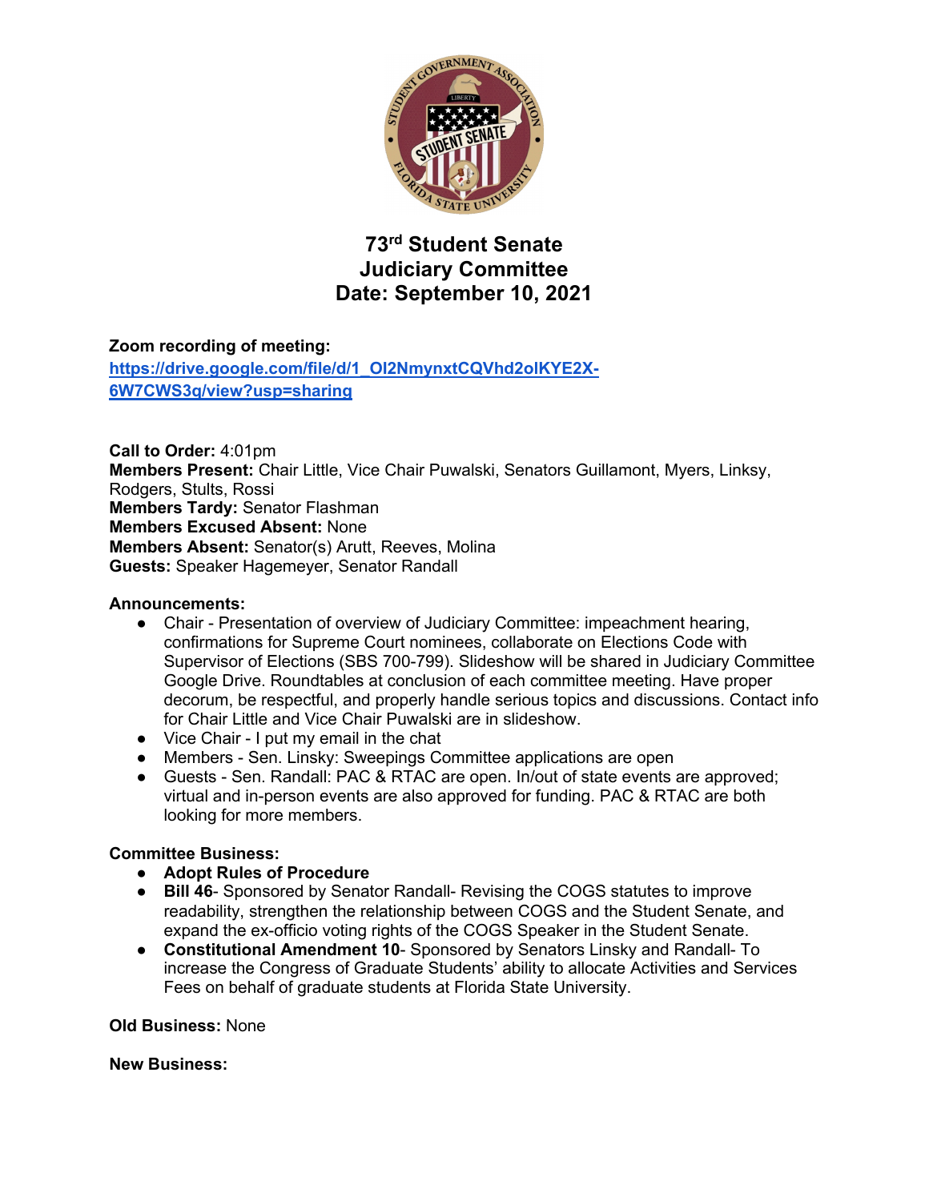# 73rd Student Senate
# Judiciary Committee
# Date: September 10, 2021

**Zoom recording of meeting:**
[https://drive.google.com/file/d/1_Ol2NmynxtCQVhd2olKYE2X-6W7CWS3q/view?usp=sharing](https://drive.google.com/file/d/1_Ol2NmynxtCQVhd2olKYE2X-6W7CWS3q/view?usp=sharing)

**Call to Order:** 4:01pm
**Members Present:** Chair Little, Vice Chair Puwalski, Senators Guillamont, Myers, Linksy, Rodgers, Stults, Rossi
**Members Tardy:** Senator Flashman
**Members Excused Absent:** None
**Members Absent:** Senator(s) Arutt, Reeves, Molina
**Guests:** Speaker Hagemeyer, Senator Randall

**Announcements:**

- Chair - Presentation of overview of Judiciary Committee: impeachment hearing, confirmations for Supreme Court nominees, collaborate on Elections Code with Supervisor of Elections (SBS 700-799). Slideshow will be shared in Judiciary Committee Google Drive. Roundtables at conclusion of each committee meeting. Have proper decorum, be respectful, and properly handle serious topics and discussions. Contact info for Chair Little and Vice Chair Puwalski are in slideshow.
- Vice Chair - I put my email in the chat
- Members - Sen. Linsky: Sweepings Committee applications are open
- Guests - Sen. Randall: PAC & RTAC are open. In/out of state events are approved; virtual and in-person events are also approved for funding. PAC & RTAC are both looking for more members.

**Committee Business:**

- **Adopt Rules of Procedure**
- **Bill 46**- Sponsored by Senator Randall- Revising the COGS statutes to improve readability, strengthen the relationship between COGS and the Student Senate, and expand the ex-officio voting rights of the COGS Speaker in the Student Senate.
- **Constitutional Amendment 10**- Sponsored by Senators Linsky and Randall- To increase the Congress of Graduate Students' ability to allocate Activities and Services Fees on behalf of graduate students at Florida State University.

**Old Business:** None

**New Business:**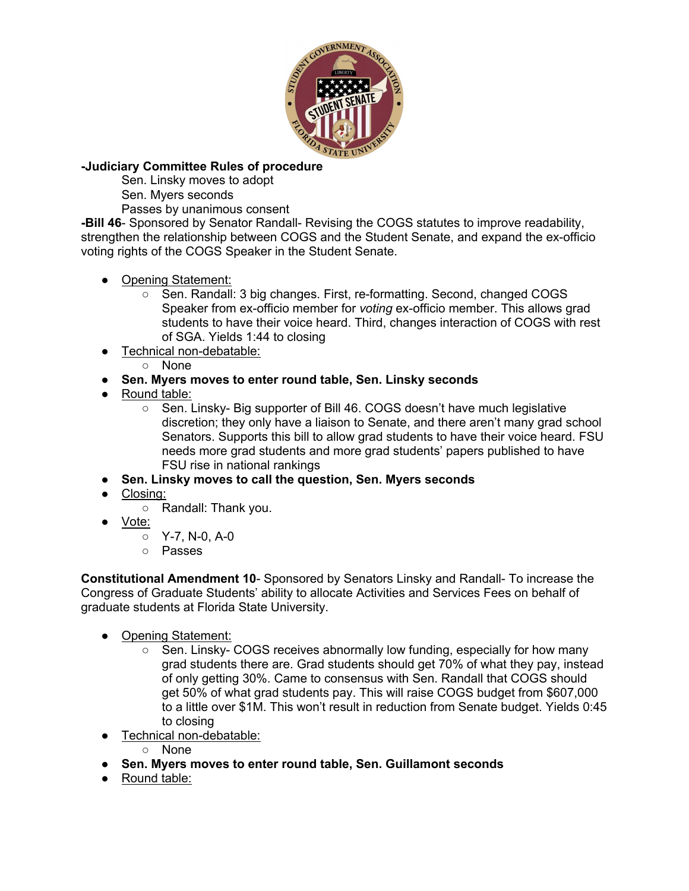**-Judiciary Committee Rules of procedure**

Sen. Linsky moves to adopt
Sen. Myers seconds
Passes by unanimous consent

**-Bill 46**- Sponsored by Senator Randall- Revising the COGS statutes to improve readability, strengthen the relationship between COGS and the Student Senate, and expand the ex-officio voting rights of the COGS Speaker in the Student Senate.

- Opening Statement:
  - Sen. Randall: 3 big changes. First, re-formatting. Second, changed COGS Speaker from ex-officio member for *voting* ex-officio member. This allows grad students to have their voice heard. Third, changes interaction of COGS with rest of SGA. Yields 1:44 to closing
- Technical non-debatable:
  - None
- **Sen. Myers moves to enter round table, Sen. Linsky seconds**
- Round table:
  - Sen. Linsky- Big supporter of Bill 46. COGS doesn't have much legislative discretion; they only have a liaison to Senate, and there aren't many grad school Senators. Supports this bill to allow grad students to have their voice heard. FSU needs more grad students and more grad students' papers published to have FSU rise in national rankings
- **Sen. Linsky moves to call the question, Sen. Myers seconds**
- Closing:
  - Randall: Thank you.
- Vote:
  - Y-7, N-0, A-0
  - Passes

**Constitutional Amendment 10**- Sponsored by Senators Linsky and Randall- To increase the Congress of Graduate Students' ability to allocate Activities and Services Fees on behalf of graduate students at Florida State University.

- Opening Statement:
  - Sen. Linsky- COGS receives abnormally low funding, especially for how many grad students there are. Grad students should get 70% of what they pay, instead of only getting 30%. Came to consensus with Sen. Randall that COGS should get 50% of what grad students pay. This will raise COGS budget from $607,000 to a little over $1M. This won't result in reduction from Senate budget. Yields 0:45 to closing
- Technical non-debatable:
  - None
- **Sen. Myers moves to enter round table, Sen. Guillamont seconds**
- Round table: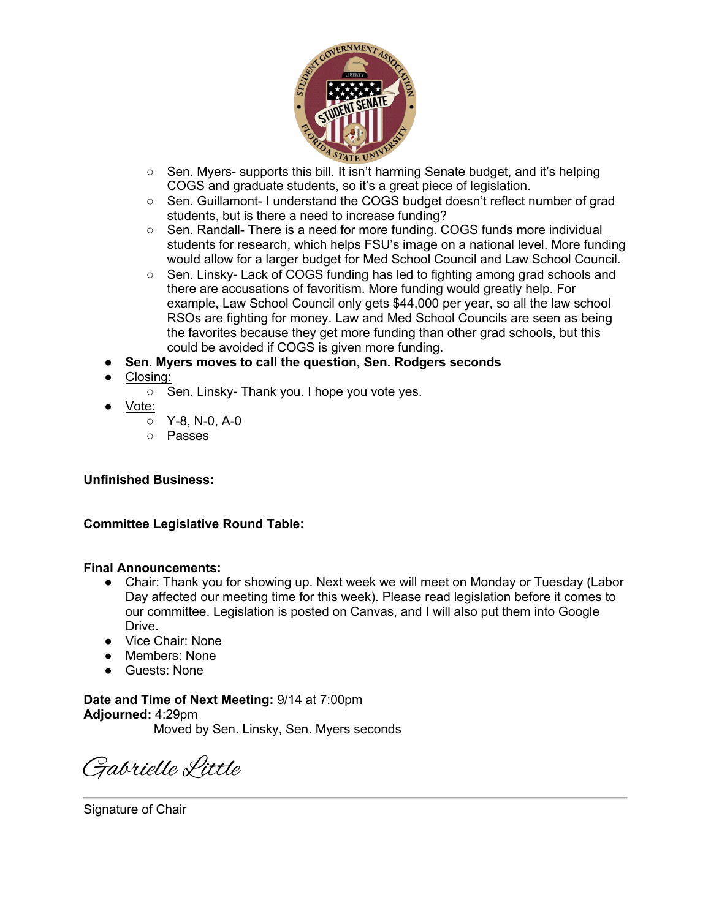- Sen. Myers- supports this bill. It isn't harming Senate budget, and it's helping COGS and graduate students, so it's a great piece of legislation.
- Sen. Guillamont- I understand the COGS budget doesn't reflect number of grad students, but is there a need to increase funding?
- Sen. Randall- There is a need for more funding. COGS funds more individual students for research, which helps FSU's image on a national level. More funding would allow for a larger budget for Med School Council and Law School Council.
- Sen. Linsky- Lack of COGS funding has led to fighting among grad schools and there are accusations of favoritism. More funding would greatly help. For example, Law School Council only gets $44,000 per year, so all the law school RSOs are fighting for money. Law and Med School Councils are seen as being the favorites because they get more funding than other grad schools, but this could be avoided if COGS is given more funding.

- **Sen. Myers moves to call the question, Sen. Rodgers seconds**
- Closing:
  - Sen. Linsky- Thank you. I hope you vote yes.
- Vote:
  - Y-8, N-0, A-0
  - Passes

**Unfinished Business:**

**Committee Legislative Round Table:**

**Final Announcements:**

- Chair: Thank you for showing up. Next week we will meet on Monday or Tuesday (Labor Day affected our meeting time for this week). Please read legislation before it comes to our committee. Legislation is posted on Canvas, and I will also put them into Google Drive.
- Vice Chair: None
- Members: None
- Guests: None

**Date and Time of Next Meeting:** 9/14 at 7:00pm
**Adjourned:** 4:29pm
Moved by Sen. Linsky, Sen. Myers seconds

Gabrielle Little

Signature of Chair